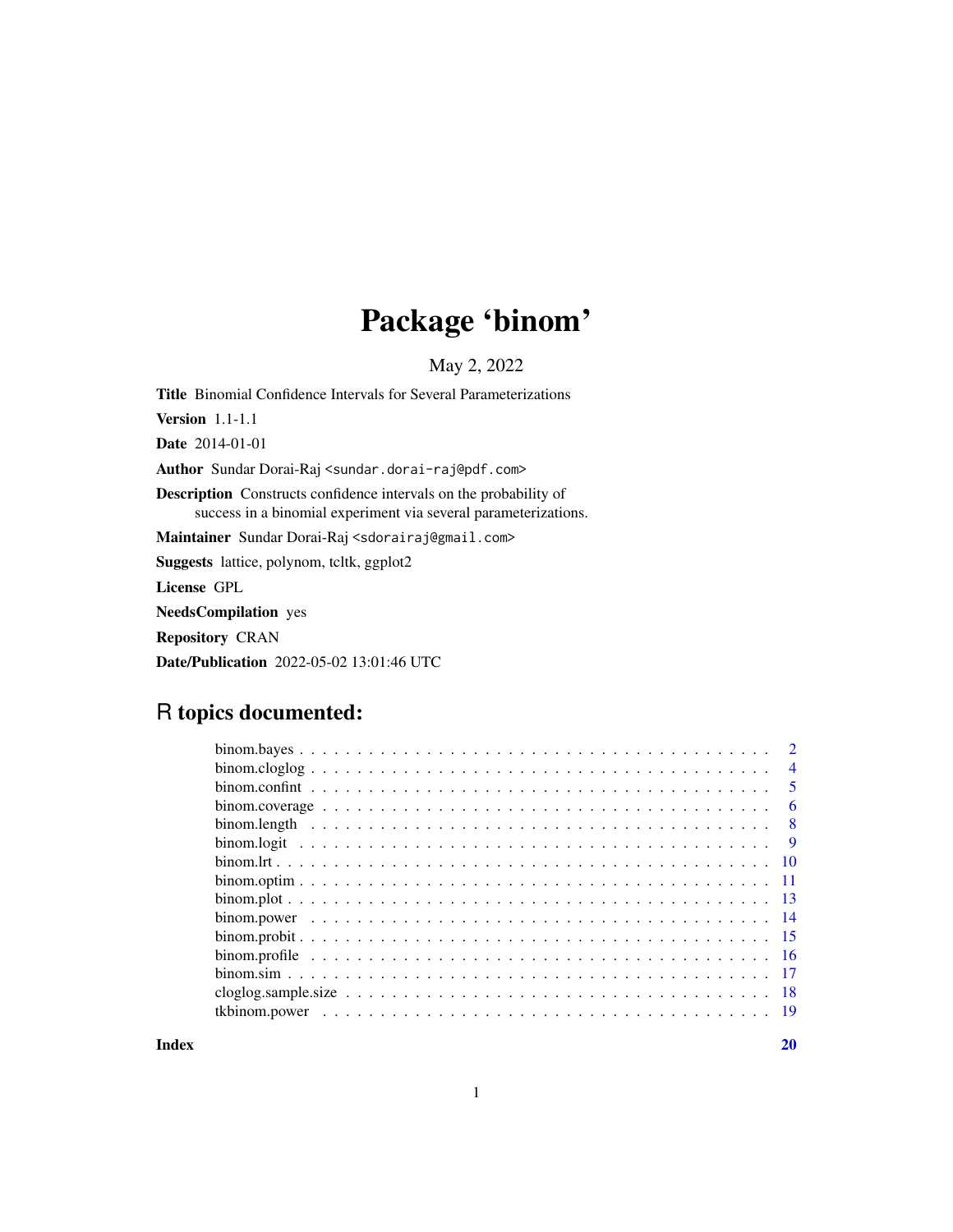# Package 'binom'

May 2, 2022

**Title** Binomial Confidence Intervals for Several Parameterizations

**Version** 1.1-1.1

**Date** 2014-01-01

**Author** Sundar Dorai-Raj <sundar.dorai-raj@pdf.com>

**Description** Constructs confidence intervals on the probability of success in a binomial experiment via several parameterizations.

**Maintainer** Sundar Dorai-Raj <sdorairaj@gmail.com>

**Suggests** lattice, polynom, tcltk, ggplot2

**License** GPL

**NeedsCompilation** yes

**Repository** CRAN

**Date/Publication** 2022-05-02 13:01:46 UTC

## R topics documented:

| | |
|---|---|
| binom.bayes | 2 |
| binom.cloglog | 4 |
| binom.confint | 5 |
| binom.coverage | 6 |
| binom.length | 8 |
| binom.logit | 9 |
| binom.lrt | 10 |
| binom.optim | 11 |
| binom.plot | 13 |
| binom.power | 14 |
| binom.probit | 15 |
| binom.profile | 16 |
| binom.sim | 17 |
| cloglog.sample.size | 18 |
| tkbinom.power | 19 |
| **Index** | **20** |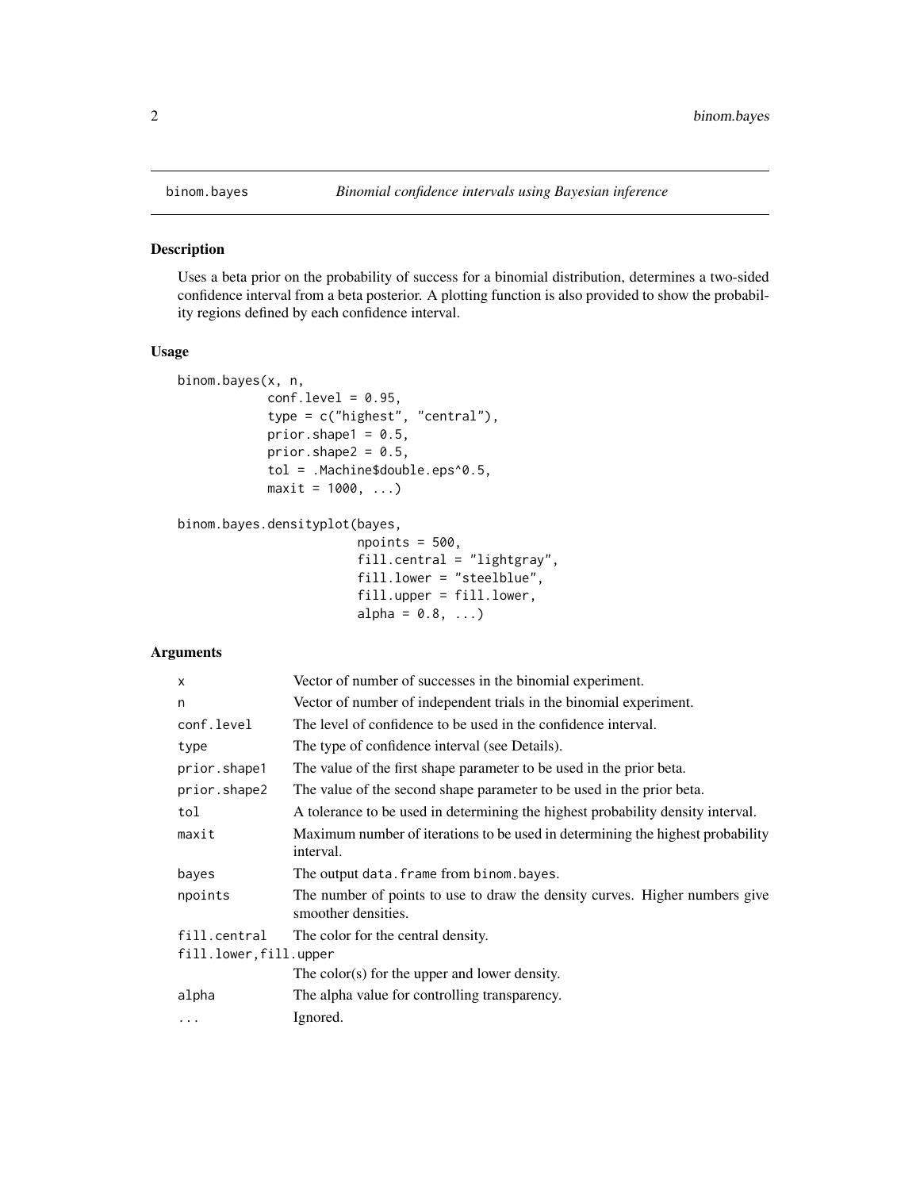binom.bayes — *Binomial confidence intervals using Bayesian inference*

## Description

Uses a beta prior on the probability of success for a binomial distribution, determines a two-sided confidence interval from a beta posterior. A plotting function is also provided to show the probability regions defined by each confidence interval.

## Usage

```
binom.bayes(x, n,
            conf.level = 0.95,
            type = c("highest", "central"),
            prior.shape1 = 0.5,
            prior.shape2 = 0.5,
            tol = .Machine$double.eps^0.5,
            maxit = 1000, ...)

binom.bayes.densityplot(bayes,
                        npoints = 500,
                        fill.central = "lightgray",
                        fill.lower = "steelblue",
                        fill.upper = fill.lower,
                        alpha = 0.8, ...)
```

## Arguments

| | |
|---|---|
| `x` | Vector of number of successes in the binomial experiment. |
| `n` | Vector of number of independent trials in the binomial experiment. |
| `conf.level` | The level of confidence to be used in the confidence interval. |
| `type` | The type of confidence interval (see Details). |
| `prior.shape1` | The value of the first shape parameter to be used in the prior beta. |
| `prior.shape2` | The value of the second shape parameter to be used in the prior beta. |
| `tol` | A tolerance to be used in determining the highest probability density interval. |
| `maxit` | Maximum number of iterations to be used in determining the highest probability interval. |
| `bayes` | The output `data.frame` from `binom.bayes`. |
| `npoints` | The number of points to use to draw the density curves. Higher numbers give smoother densities. |
| `fill.central` | The color for the central density. |
| `fill.lower,fill.upper` | The color(s) for the upper and lower density. |
| `alpha` | The alpha value for controlling transparency. |
| `...` | Ignored. |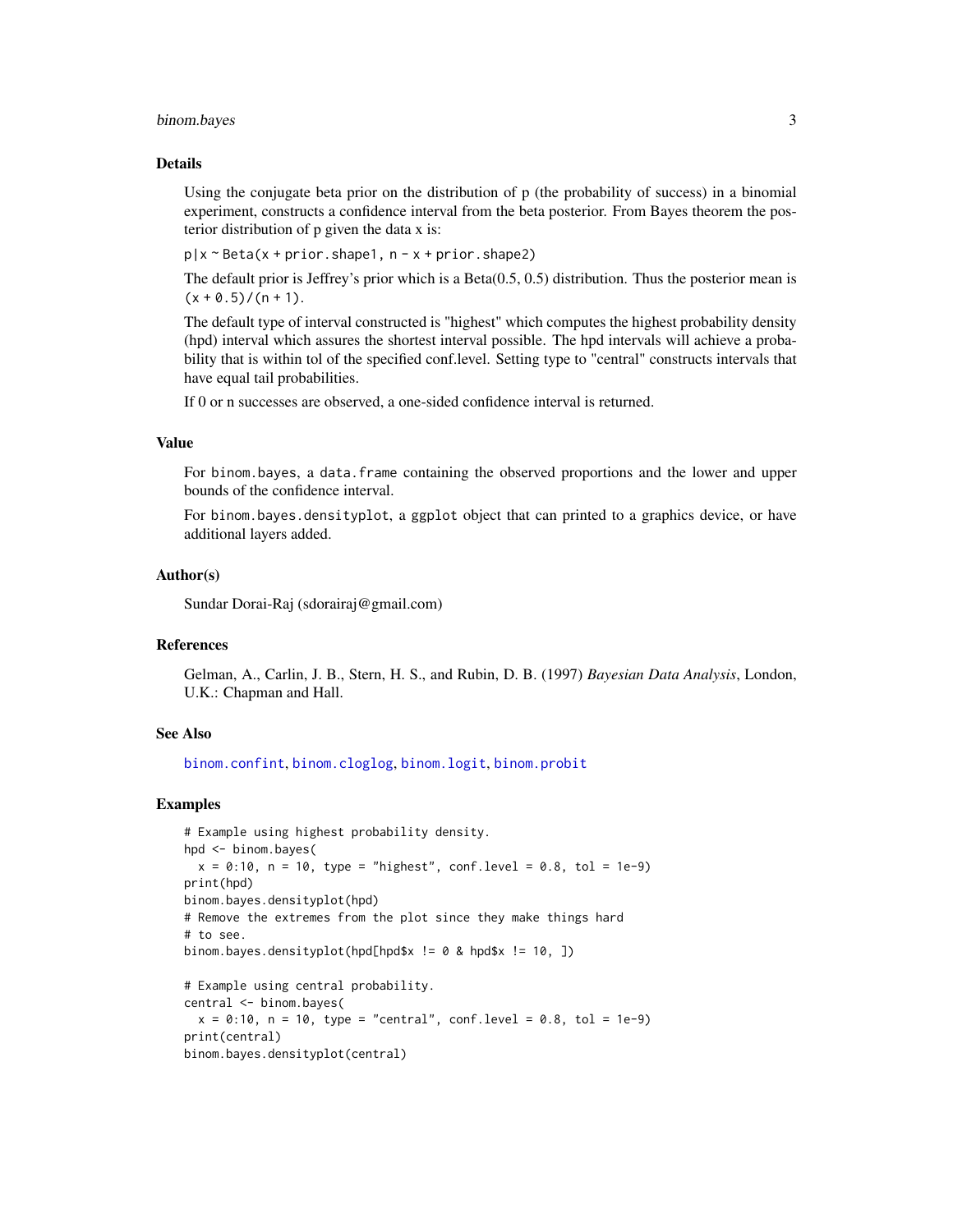## Details

Using the conjugate beta prior on the distribution of p (the probability of success) in a binomial experiment, constructs a confidence interval from the beta posterior. From Bayes theorem the posterior distribution of p given the data x is:

`p|x ~ Beta(x + prior.shape1, n - x + prior.shape2)`

The default prior is Jeffrey's prior which is a Beta(0.5, 0.5) distribution. Thus the posterior mean is `(x + 0.5)/(n + 1)`.

The default type of interval constructed is "highest" which computes the highest probability density (hpd) interval which assures the shortest interval possible. The hpd intervals will achieve a probability that is within tol of the specified conf.level. Setting type to "central" constructs intervals that have equal tail probabilities.

If 0 or n successes are observed, a one-sided confidence interval is returned.

## Value

For `binom.bayes`, a `data.frame` containing the observed proportions and the lower and upper bounds of the confidence interval.

For `binom.bayes.densityplot`, a `ggplot` object that can printed to a graphics device, or have additional layers added.

## Author(s)

Sundar Dorai-Raj (sdorairaj@gmail.com)

## References

Gelman, A., Carlin, J. B., Stern, H. S., and Rubin, D. B. (1997) *Bayesian Data Analysis*, London, U.K.: Chapman and Hall.

## See Also

`binom.confint`, `binom.cloglog`, `binom.logit`, `binom.probit`

## Examples

```
# Example using highest probability density.
hpd <- binom.bayes(
  x = 0:10, n = 10, type = "highest", conf.level = 0.8, tol = 1e-9)
print(hpd)
binom.bayes.densityplot(hpd)
# Remove the extremes from the plot since they make things hard
# to see.
binom.bayes.densityplot(hpd[hpd$x != 0 & hpd$x != 10, ])

# Example using central probability.
central <- binom.bayes(
  x = 0:10, n = 10, type = "central", conf.level = 0.8, tol = 1e-9)
print(central)
binom.bayes.densityplot(central)
```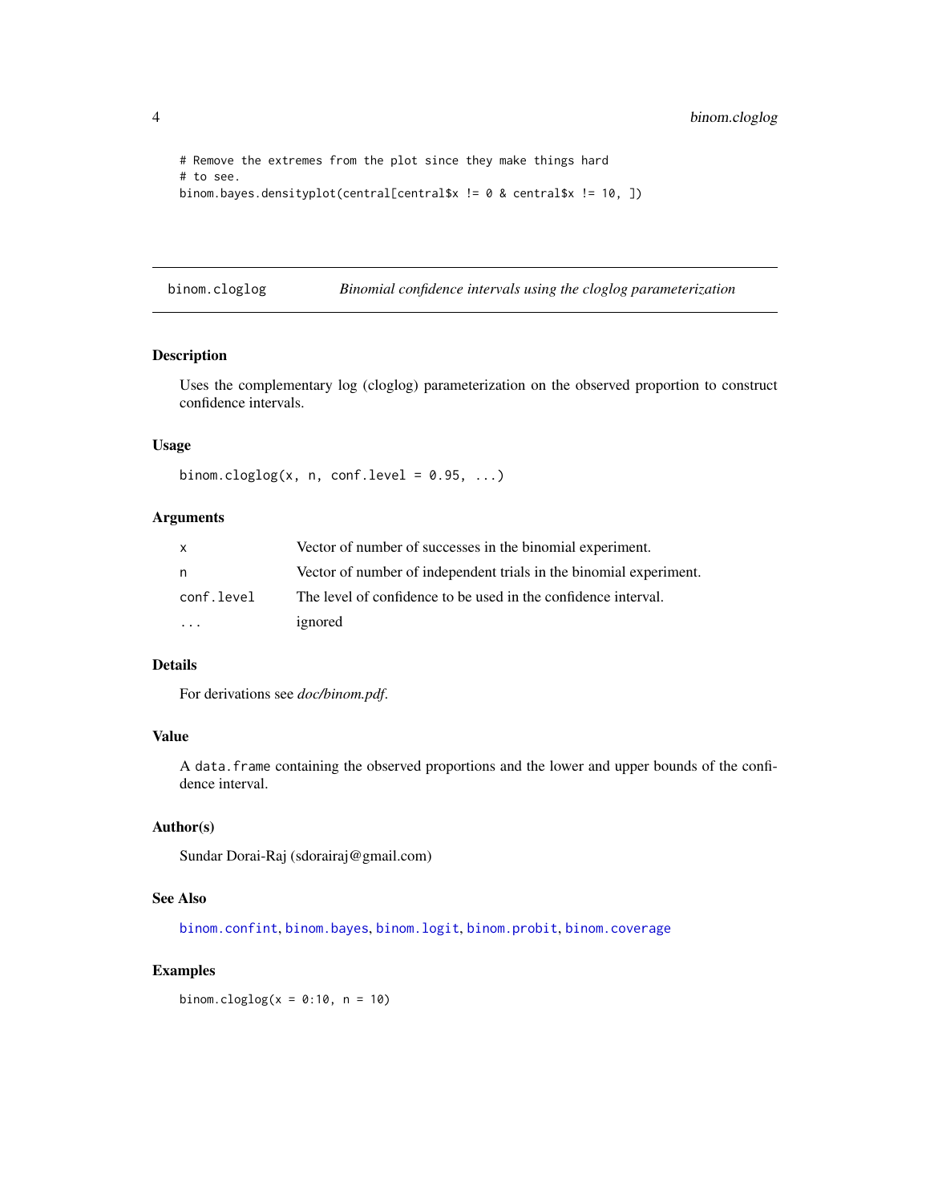```
# Remove the extremes from the plot since they make things hard
# to see.
binom.bayes.densityplot(central[central$x != 0 & central$x != 10, ])
```

## binom.cloglog — *Binomial confidence intervals using the cloglog parameterization*

### Description

Uses the complementary log (cloglog) parameterization on the observed proportion to construct confidence intervals.

### Usage

```
binom.cloglog(x, n, conf.level = 0.95, ...)
```

### Arguments

| | |
|---|---|
| `x` | Vector of number of successes in the binomial experiment. |
| `n` | Vector of number of independent trials in the binomial experiment. |
| `conf.level` | The level of confidence to be used in the confidence interval. |
| `...` | ignored |

### Details

For derivations see *doc/binom.pdf*.

### Value

A `data.frame` containing the observed proportions and the lower and upper bounds of the confidence interval.

### Author(s)

Sundar Dorai-Raj (sdorairaj@gmail.com)

### See Also

binom.confint, binom.bayes, binom.logit, binom.probit, binom.coverage

### Examples

```
binom.cloglog(x = 0:10, n = 10)
```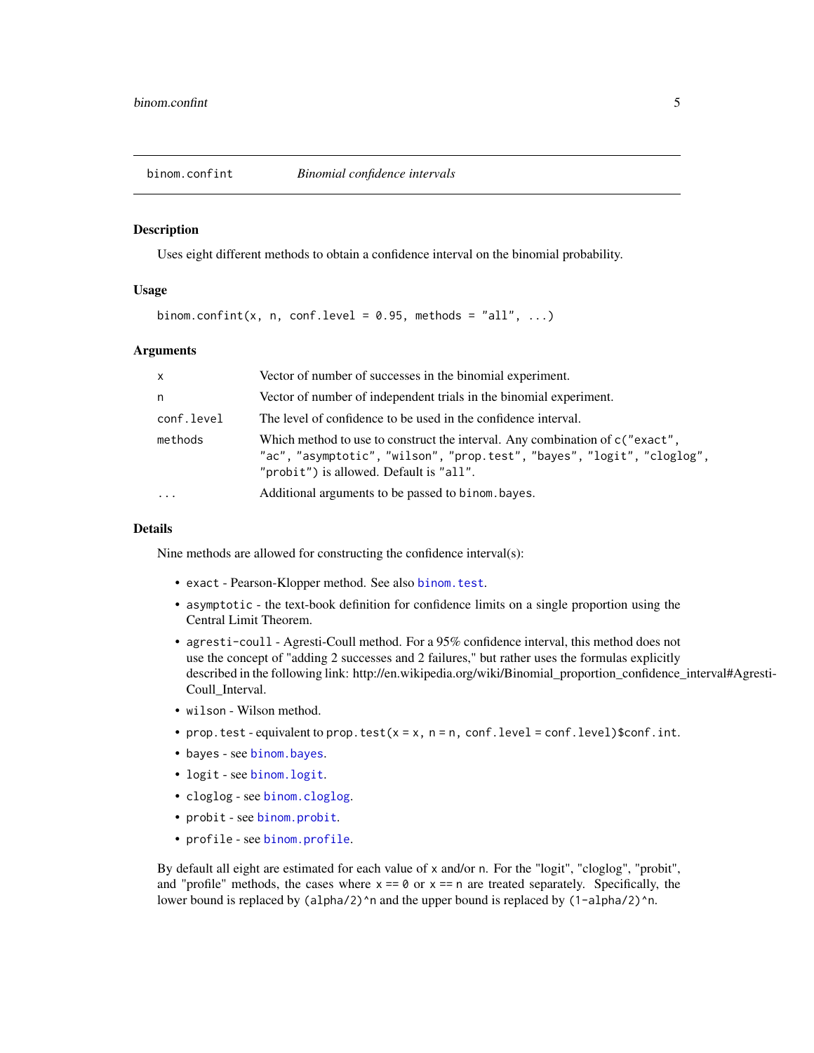binom.confint *Binomial confidence intervals*

## Description

Uses eight different methods to obtain a confidence interval on the binomial probability.

## Usage

```
binom.confint(x, n, conf.level = 0.95, methods = "all", ...)
```

## Arguments

| | |
|---|---|
| `x` | Vector of number of successes in the binomial experiment. |
| `n` | Vector of number of independent trials in the binomial experiment. |
| `conf.level` | The level of confidence to be used in the confidence interval. |
| `methods` | Which method to use to construct the interval. Any combination of `c("exact", "ac", "asymptotic", "wilson", "prop.test", "bayes", "logit", "cloglog", "probit")` is allowed. Default is `"all"`. |
| `...` | Additional arguments to be passed to `binom.bayes`. |

## Details

Nine methods are allowed for constructing the confidence interval(s):

- `exact` - Pearson-Klopper method. See also `binom.test`.
- `asymptotic` - the text-book definition for confidence limits on a single proportion using the Central Limit Theorem.
- `agresti-coull` - Agresti-Coull method. For a 95% confidence interval, this method does not use the concept of "adding 2 successes and 2 failures," but rather uses the formulas explicitly described in the following link: http://en.wikipedia.org/wiki/Binomial_proportion_confidence_interval#Agresti-Coull_Interval.
- `wilson` - Wilson method.
- `prop.test` - equivalent to `prop.test(x = x, n = n, conf.level = conf.level)$conf.int`.
- `bayes` - see `binom.bayes`.
- `logit` - see `binom.logit`.
- `cloglog` - see `binom.cloglog`.
- `probit` - see `binom.probit`.
- `profile` - see `binom.profile`.

By default all eight are estimated for each value of `x` and/or `n`. For the "logit", "cloglog", "probit", and "profile" methods, the cases where `x == 0` or `x == n` are treated separately. Specifically, the lower bound is replaced by `(alpha/2)^n` and the upper bound is replaced by `(1-alpha/2)^n`.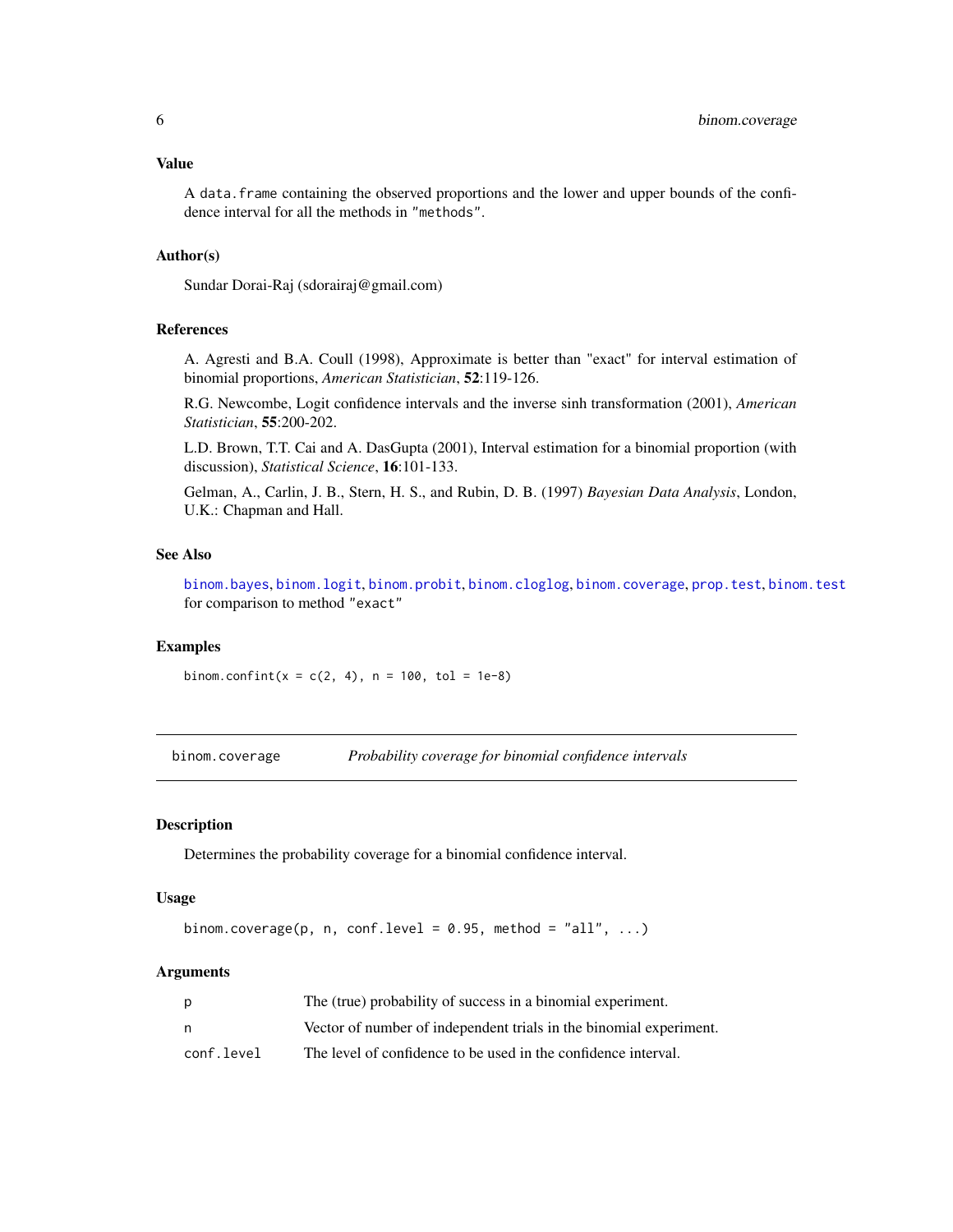### Value

A `data.frame` containing the observed proportions and the lower and upper bounds of the confidence interval for all the methods in `"methods"`.

### Author(s)

Sundar Dorai-Raj (sdorairaj@gmail.com)

### References

A. Agresti and B.A. Coull (1998), Approximate is better than "exact" for interval estimation of binomial proportions, *American Statistician*, **52**:119-126.

R.G. Newcombe, Logit confidence intervals and the inverse sinh transformation (2001), *American Statistician*, **55**:200-202.

L.D. Brown, T.T. Cai and A. DasGupta (2001), Interval estimation for a binomial proportion (with discussion), *Statistical Science*, **16**:101-133.

Gelman, A., Carlin, J. B., Stern, H. S., and Rubin, D. B. (1997) *Bayesian Data Analysis*, London, U.K.: Chapman and Hall.

### See Also

`binom.bayes`, `binom.logit`, `binom.probit`, `binom.cloglog`, `binom.coverage`, `prop.test`, `binom.test` for comparison to method `"exact"`

### Examples

```
binom.confint(x = c(2, 4), n = 100, tol = 1e-8)
```

---

## binom.coverage — *Probability coverage for binomial confidence intervals*

---

### Description

Determines the probability coverage for a binomial confidence interval.

### Usage

```
binom.coverage(p, n, conf.level = 0.95, method = "all", ...)
```

### Arguments

| | |
|---|---|
| `p` | The (true) probability of success in a binomial experiment. |
| `n` | Vector of number of independent trials in the binomial experiment. |
| `conf.level` | The level of confidence to be used in the confidence interval. |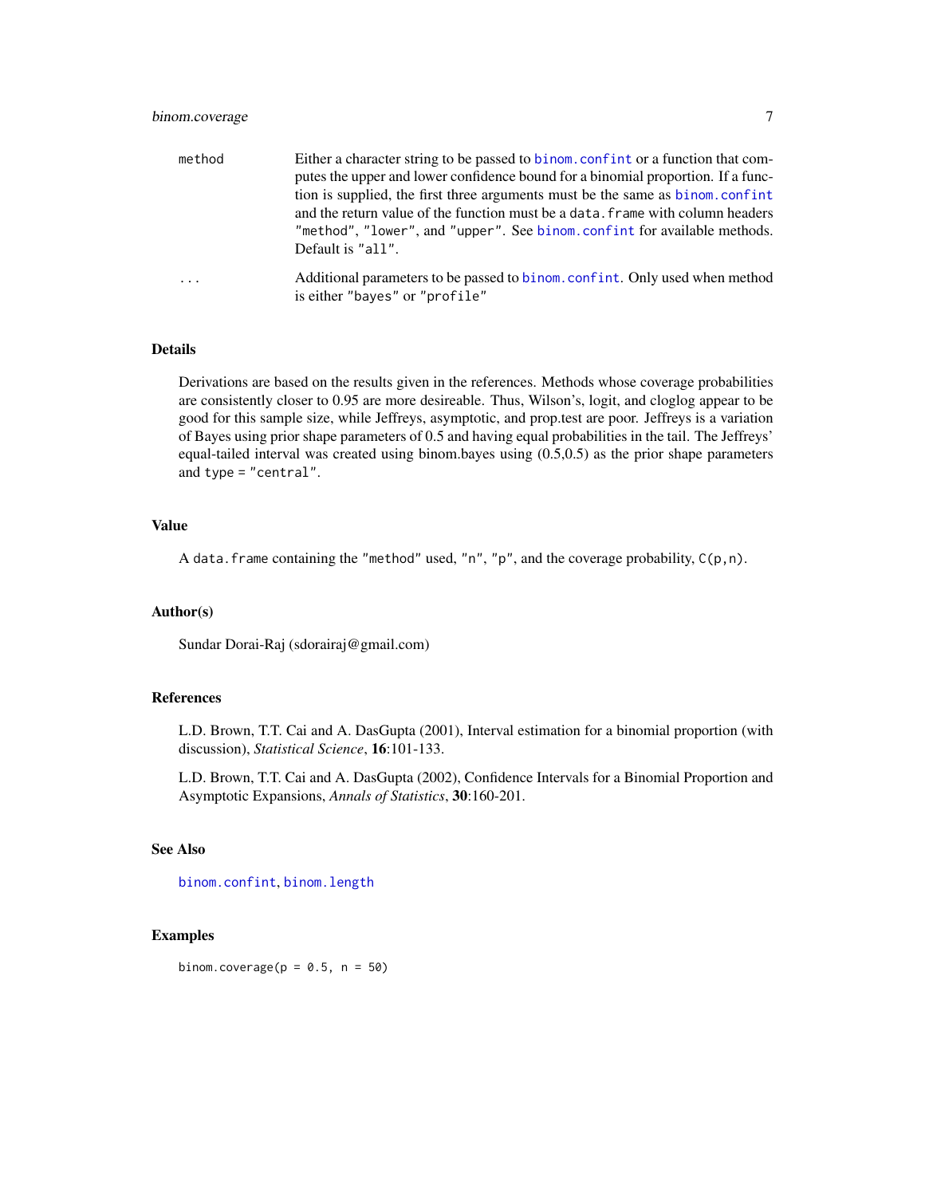| | |
|---|---|
| method | Either a character string to be passed to `binom.confint` or a function that computes the upper and lower confidence bound for a binomial proportion. If a function is supplied, the first three arguments must be the same as `binom.confint` and the return value of the function must be a `data.frame` with column headers `"method"`, `"lower"`, and `"upper"`. See `binom.confint` for available methods. Default is `"all"`. |
| ... | Additional parameters to be passed to `binom.confint`. Only used when method is either `"bayes"` or `"profile"` |

## Details

Derivations are based on the results given in the references. Methods whose coverage probabilities are consistently closer to 0.95 are more desireable. Thus, Wilson's, logit, and cloglog appear to be good for this sample size, while Jeffreys, asymptotic, and prop.test are poor. Jeffreys is a variation of Bayes using prior shape parameters of 0.5 and having equal probabilities in the tail. The Jeffreys' equal-tailed interval was created using binom.bayes using (0.5,0.5) as the prior shape parameters and `type = "central"`.

## Value

A `data.frame` containing the `"method"` used, `"n"`, `"p"`, and the coverage probability, `C(p,n)`.

## Author(s)

Sundar Dorai-Raj (sdorairaj@gmail.com)

## References

L.D. Brown, T.T. Cai and A. DasGupta (2001), Interval estimation for a binomial proportion (with discussion), *Statistical Science*, **16**:101-133.

L.D. Brown, T.T. Cai and A. DasGupta (2002), Confidence Intervals for a Binomial Proportion and Asymptotic Expansions, *Annals of Statistics*, **30**:160-201.

## See Also

`binom.confint`, `binom.length`

## Examples

```
binom.coverage(p = 0.5, n = 50)
```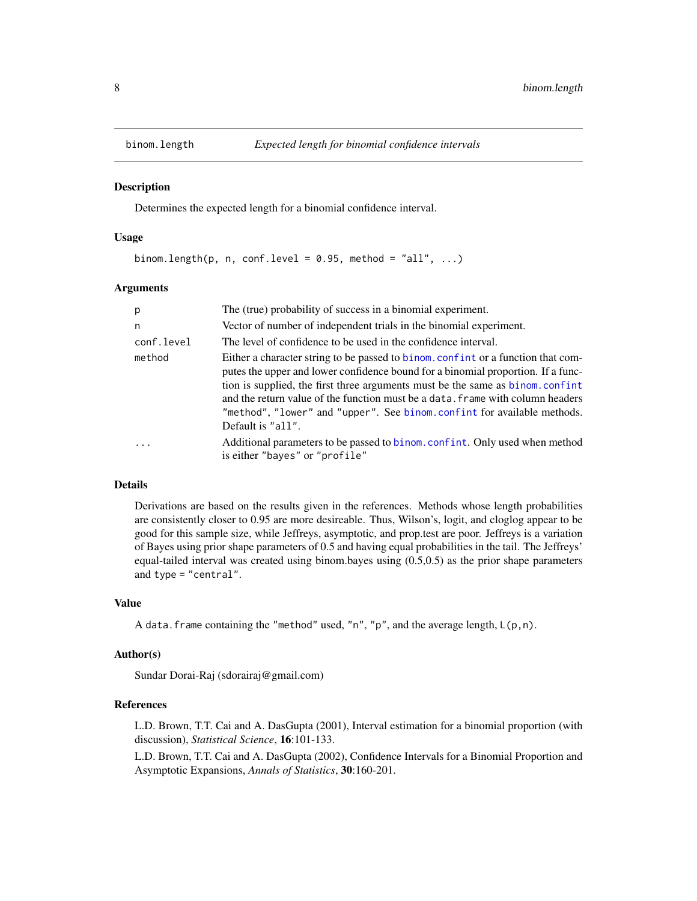# binom.length — *Expected length for binomial confidence intervals*

## Description

Determines the expected length for a binomial confidence interval.

## Usage

```
binom.length(p, n, conf.level = 0.95, method = "all", ...)
```

## Arguments

| | |
|---|---|
| `p` | The (true) probability of success in a binomial experiment. |
| `n` | Vector of number of independent trials in the binomial experiment. |
| `conf.level` | The level of confidence to be used in the confidence interval. |
| `method` | Either a character string to be passed to `binom.confint` or a function that computes the upper and lower confidence bound for a binomial proportion. If a function is supplied, the first three arguments must be the same as `binom.confint` and the return value of the function must be a `data.frame` with column headers `"method"`, `"lower"` and `"upper"`. See `binom.confint` for available methods. Default is `"all"`. |
| `...` | Additional parameters to be passed to `binom.confint`. Only used when method is either `"bayes"` or `"profile"` |

## Details

Derivations are based on the results given in the references. Methods whose length probabilities are consistently closer to 0.95 are more desireable. Thus, Wilson's, logit, and cloglog appear to be good for this sample size, while Jeffreys, asymptotic, and prop.test are poor. Jeffreys is a variation of Bayes using prior shape parameters of 0.5 and having equal probabilities in the tail. The Jeffreys' equal-tailed interval was created using binom.bayes using (0.5,0.5) as the prior shape parameters and `type = "central"`.

## Value

A `data.frame` containing the `"method"` used, `"n"`, `"p"`, and the average length, `L(p,n)`.

## Author(s)

Sundar Dorai-Raj (sdorairaj@gmail.com)

## References

L.D. Brown, T.T. Cai and A. DasGupta (2001), Interval estimation for a binomial proportion (with discussion), *Statistical Science*, **16**:101-133.

L.D. Brown, T.T. Cai and A. DasGupta (2002), Confidence Intervals for a Binomial Proportion and Asymptotic Expansions, *Annals of Statistics*, **30**:160-201.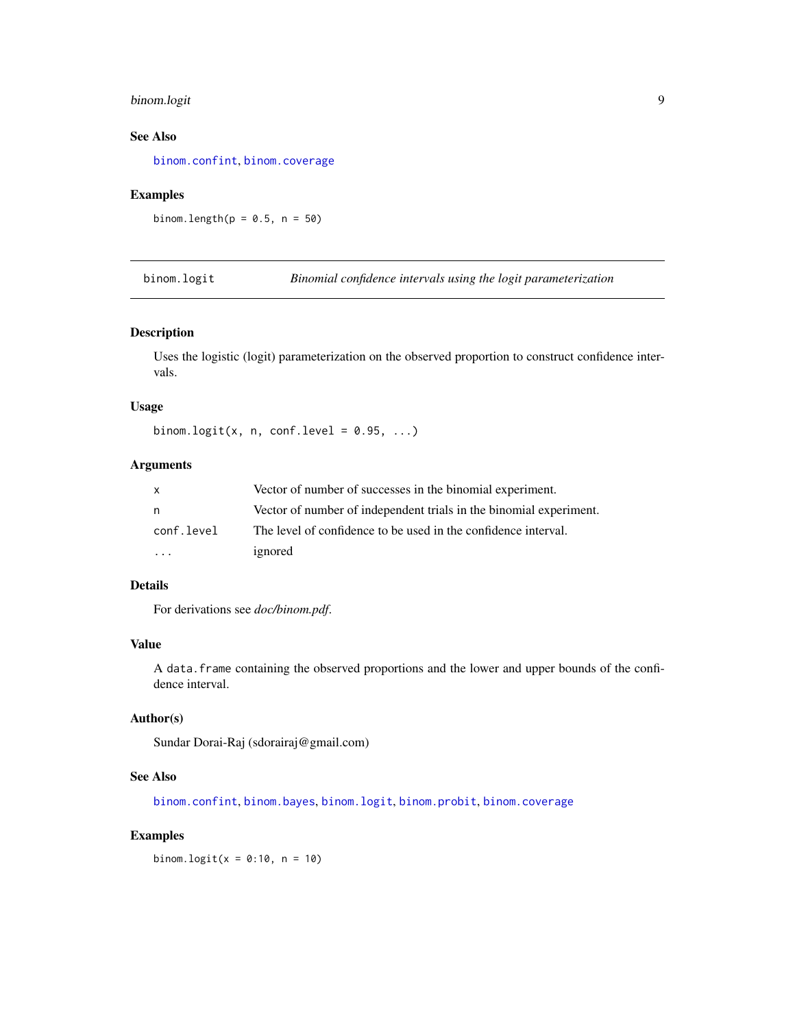## See Also

binom.confint, binom.coverage

## Examples

```
binom.length(p = 0.5, n = 50)
```

---

# binom.logit — *Binomial confidence intervals using the logit parameterization*

## Description

Uses the logistic (logit) parameterization on the observed proportion to construct confidence intervals.

## Usage

```
binom.logit(x, n, conf.level = 0.95, ...)
```

## Arguments

| | |
|---|---|
| x | Vector of number of successes in the binomial experiment. |
| n | Vector of number of independent trials in the binomial experiment. |
| conf.level | The level of confidence to be used in the confidence interval. |
| ... | ignored |

## Details

For derivations see *doc/binom.pdf*.

## Value

A `data.frame` containing the observed proportions and the lower and upper bounds of the confidence interval.

## Author(s)

Sundar Dorai-Raj (sdorairaj@gmail.com)

## See Also

binom.confint, binom.bayes, binom.logit, binom.probit, binom.coverage

## Examples

```
binom.logit(x = 0:10, n = 10)
```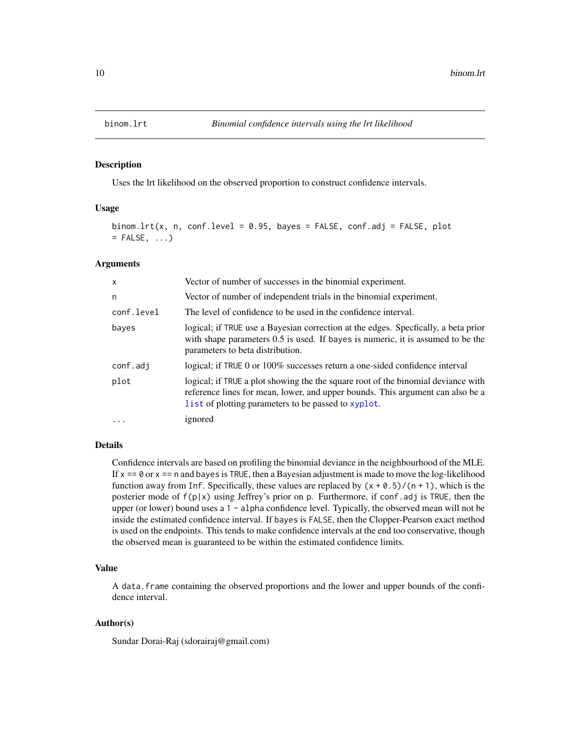# binom.lrt — *Binomial confidence intervals using the lrt likelihood*

## Description

Uses the lrt likelihood on the observed proportion to construct confidence intervals.

## Usage

```
binom.lrt(x, n, conf.level = 0.95, bayes = FALSE, conf.adj = FALSE, plot
= FALSE, ...)
```

## Arguments

| Argument | Description |
|---|---|
| `x` | Vector of number of successes in the binomial experiment. |
| `n` | Vector of number of independent trials in the binomial experiment. |
| `conf.level` | The level of confidence to be used in the confidence interval. |
| `bayes` | logical; if `TRUE` use a Bayesian correction at the edges. Specfically, a beta prior with shape parameters 0.5 is used. If `bayes` is numeric, it is assumed to be the parameters to beta distribution. |
| `conf.adj` | logical; if `TRUE` 0 or 100% successes return a one-sided confidence interval |
| `plot` | logical; if `TRUE` a plot showing the the square root of the binomial deviance with reference lines for mean, lower, and upper bounds. This argument can also be a `list` of plotting parameters to be passed to `xyplot`. |
| `...` | ignored |

## Details

Confidence intervals are based on profiling the binomial deviance in the neighbourhood of the MLE. If `x == 0` or `x == n` and `bayes` is `TRUE`, then a Bayesian adjustment is made to move the log-likelihood function away from `Inf`. Specifically, these values are replaced by `(x + 0.5)/(n + 1)`, which is the posterier mode of `f(p|x)` using Jeffrey's prior on `p`. Furthermore, if `conf.adj` is `TRUE`, then the upper (or lower) bound uses a `1 - alpha` confidence level. Typically, the observed mean will not be inside the estimated confidence interval. If `bayes` is `FALSE`, then the Clopper-Pearson exact method is used on the endpoints. This tends to make confidence intervals at the end too conservative, though the observed mean is guaranteed to be within the estimated confidence limits.

## Value

A `data.frame` containing the observed proportions and the lower and upper bounds of the confidence interval.

## Author(s)

Sundar Dorai-Raj (sdorairaj@gmail.com)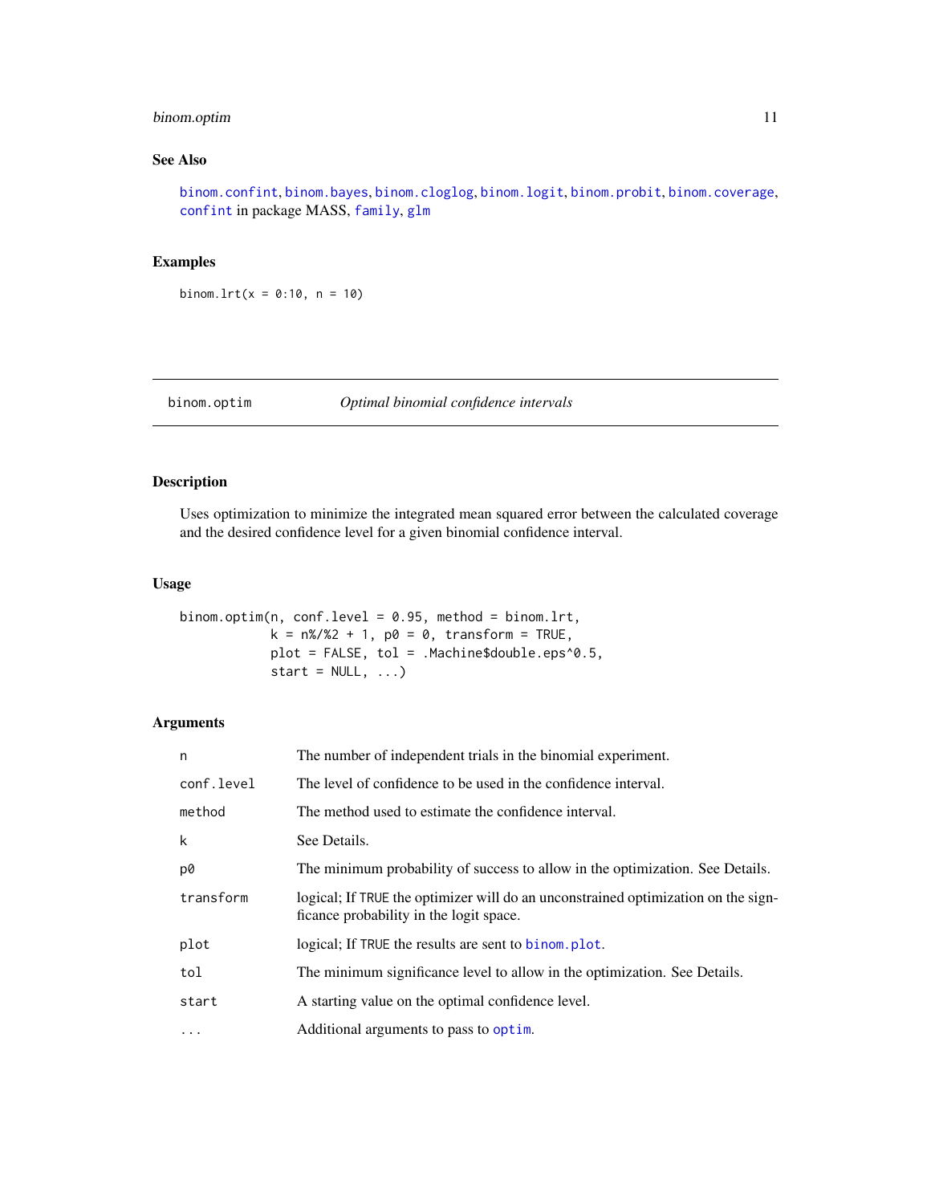### See Also

binom.confint, binom.bayes, binom.cloglog, binom.logit, binom.probit, binom.coverage, confint in package MASS, family, glm

### Examples

```
binom.lrt(x = 0:10, n = 10)
```

---

## binom.optim — *Optimal binomial confidence intervals*

---

### Description

Uses optimization to minimize the integrated mean squared error between the calculated coverage and the desired confidence level for a given binomial confidence interval.

### Usage

```
binom.optim(n, conf.level = 0.95, method = binom.lrt,
            k = n%/%2 + 1, p0 = 0, transform = TRUE,
            plot = FALSE, tol = .Machine$double.eps^0.5,
            start = NULL, ...)
```

### Arguments

| | |
|---|---|
| n | The number of independent trials in the binomial experiment. |
| conf.level | The level of confidence to be used in the confidence interval. |
| method | The method used to estimate the confidence interval. |
| k | See Details. |
| p0 | The minimum probability of success to allow in the optimization. See Details. |
| transform | logical; If TRUE the optimizer will do an unconstrained optimization on the significance probability in the logit space. |
| plot | logical; If TRUE the results are sent to binom.plot. |
| tol | The minimum significance level to allow in the optimization. See Details. |
| start | A starting value on the optimal confidence level. |
| ... | Additional arguments to pass to optim. |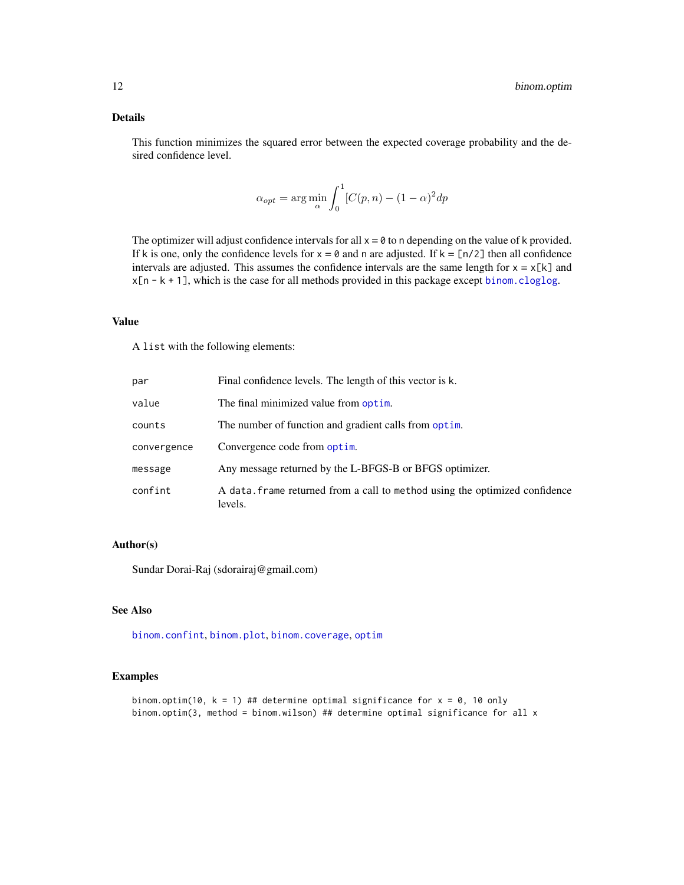## Details

This function minimizes the squared error between the expected coverage probability and the desired confidence level.

$$\alpha_{opt} = \arg\min_{\alpha} \int_0^1 [C(p,n) - (1-\alpha)^2 dp$$

The optimizer will adjust confidence intervals for all `x = 0` to `n` depending on the value of `k` provided. If `k` is one, only the confidence levels for `x = 0` and `n` are adjusted. If `k = [n/2]` then all confidence intervals are adjusted. This assumes the confidence intervals are the same length for `x = x[k]` and `x[n - k + 1]`, which is the case for all methods provided in this package except `binom.cloglog`.

## Value

A `list` with the following elements:

| | |
|---|---|
| `par` | Final confidence levels. The length of this vector is `k`. |
| `value` | The final minimized value from `optim`. |
| `counts` | The number of function and gradient calls from `optim`. |
| `convergence` | Convergence code from `optim`. |
| `message` | Any message returned by the L-BFGS-B or BFGS optimizer. |
| `confint` | A `data.frame` returned from a call to `method` using the optimized confidence levels. |

## Author(s)

Sundar Dorai-Raj (sdorairaj@gmail.com)

## See Also

`binom.confint`, `binom.plot`, `binom.coverage`, `optim`

## Examples

```
binom.optim(10, k = 1) ## determine optimal significance for x = 0, 10 only
binom.optim(3, method = binom.wilson) ## determine optimal significance for all x
```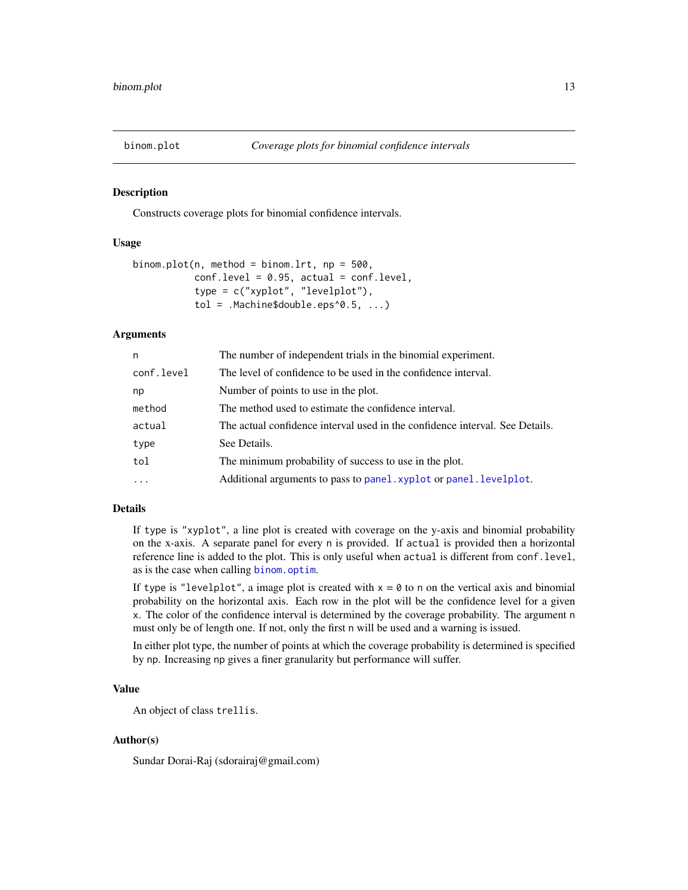binom.plot — *Coverage plots for binomial confidence intervals*

## Description

Constructs coverage plots for binomial confidence intervals.

## Usage

```
binom.plot(n, method = binom.lrt, np = 500,
           conf.level = 0.95, actual = conf.level,
           type = c("xyplot", "levelplot"),
           tol = .Machine$double.eps^0.5, ...)
```

## Arguments

| | |
|---|---|
| `n` | The number of independent trials in the binomial experiment. |
| `conf.level` | The level of confidence to be used in the confidence interval. |
| `np` | Number of points to use in the plot. |
| `method` | The method used to estimate the confidence interval. |
| `actual` | The actual confidence interval used in the confidence interval. See Details. |
| `type` | See Details. |
| `tol` | The minimum probability of success to use in the plot. |
| `...` | Additional arguments to pass to `panel.xyplot` or `panel.levelplot`. |

## Details

If `type` is `"xyplot"`, a line plot is created with coverage on the y-axis and binomial probability on the x-axis. A separate panel for every `n` is provided. If `actual` is provided then a horizontal reference line is added to the plot. This is only useful when `actual` is different from `conf.level`, as is the case when calling `binom.optim`.

If `type` is `"levelplot"`, a image plot is created with `x = 0` to `n` on the vertical axis and binomial probability on the horizontal axis. Each row in the plot will be the confidence level for a given `x`. The color of the confidence interval is determined by the coverage probability. The argument `n` must only be of length one. If not, only the first `n` will be used and a warning is issued.

In either plot type, the number of points at which the coverage probability is determined is specified by `np`. Increasing `np` gives a finer granularity but performance will suffer.

## Value

An object of class `trellis`.

## Author(s)

Sundar Dorai-Raj (sdorairaj@gmail.com)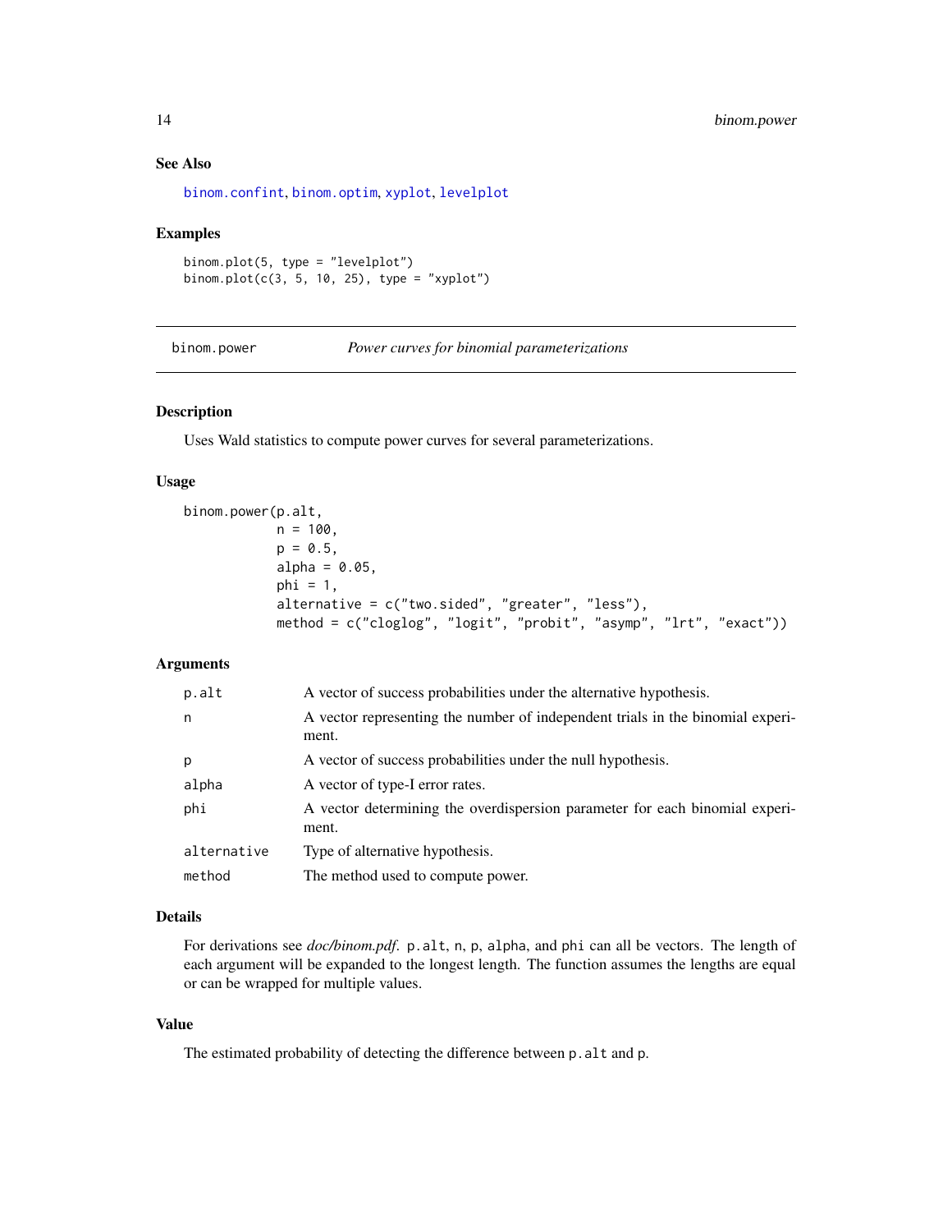### See Also

binom.confint, binom.optim, xyplot, levelplot

### Examples

```
binom.plot(5, type = "levelplot")
binom.plot(c(3, 5, 10, 25), type = "xyplot")
```

---

## binom.power — *Power curves for binomial parameterizations*

---

### Description

Uses Wald statistics to compute power curves for several parameterizations.

### Usage

```
binom.power(p.alt,
            n = 100,
            p = 0.5,
            alpha = 0.05,
            phi = 1,
            alternative = c("two.sided", "greater", "less"),
            method = c("cloglog", "logit", "probit", "asymp", "lrt", "exact"))
```

### Arguments

| | |
|---|---|
| `p.alt` | A vector of success probabilities under the alternative hypothesis. |
| `n` | A vector representing the number of independent trials in the binomial experiment. |
| `p` | A vector of success probabilities under the null hypothesis. |
| `alpha` | A vector of type-I error rates. |
| `phi` | A vector determining the overdispersion parameter for each binomial experiment. |
| `alternative` | Type of alternative hypothesis. |
| `method` | The method used to compute power. |

### Details

For derivations see *doc/binom.pdf*. `p.alt`, `n`, `p`, `alpha`, and `phi` can all be vectors. The length of each argument will be expanded to the longest length. The function assumes the lengths are equal or can be wrapped for multiple values.

### Value

The estimated probability of detecting the difference between `p.alt` and `p`.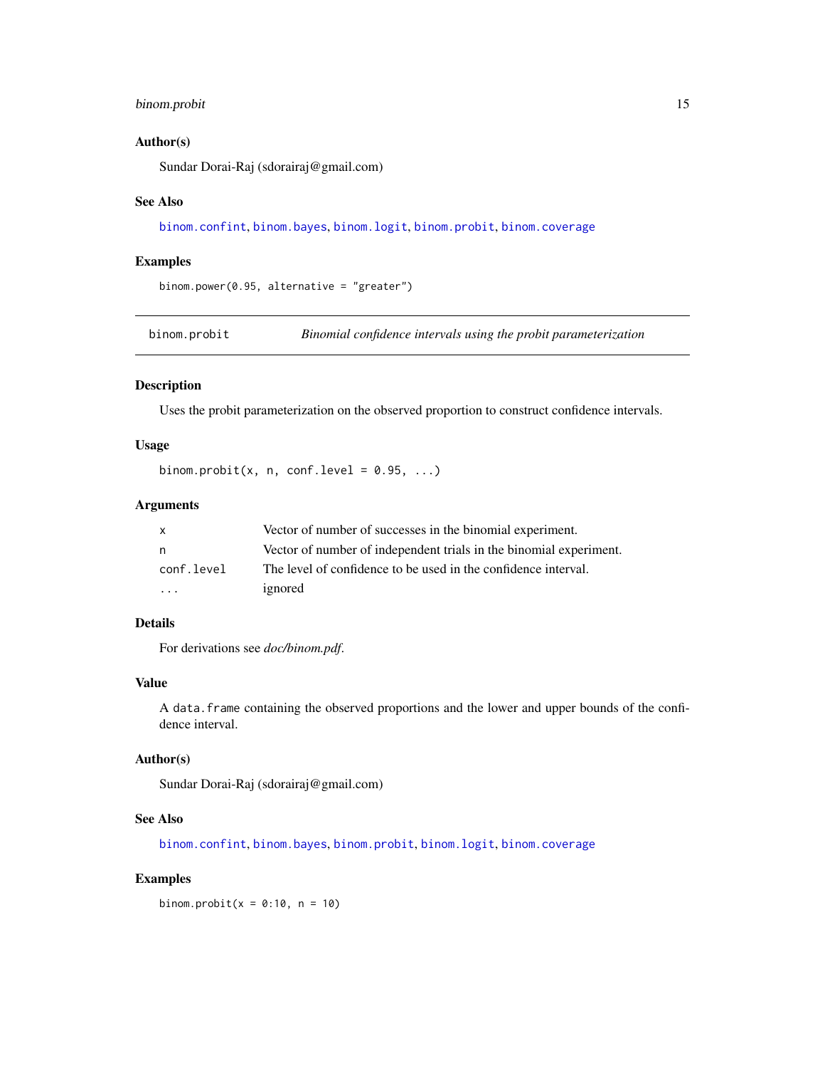### Author(s)

Sundar Dorai-Raj (sdorairaj@gmail.com)

### See Also

binom.confint, binom.bayes, binom.logit, binom.probit, binom.coverage

### Examples

```
binom.power(0.95, alternative = "greater")
```

---

## binom.probit — *Binomial confidence intervals using the probit parameterization*

### Description

Uses the probit parameterization on the observed proportion to construct confidence intervals.

### Usage

```
binom.probit(x, n, conf.level = 0.95, ...)
```

### Arguments

| | |
|---|---|
| x | Vector of number of successes in the binomial experiment. |
| n | Vector of number of independent trials in the binomial experiment. |
| conf.level | The level of confidence to be used in the confidence interval. |
| ... | ignored |

### Details

For derivations see *doc/binom.pdf*.

### Value

A `data.frame` containing the observed proportions and the lower and upper bounds of the confidence interval.

### Author(s)

Sundar Dorai-Raj (sdorairaj@gmail.com)

### See Also

binom.confint, binom.bayes, binom.probit, binom.logit, binom.coverage

### Examples

```
binom.probit(x = 0:10, n = 10)
```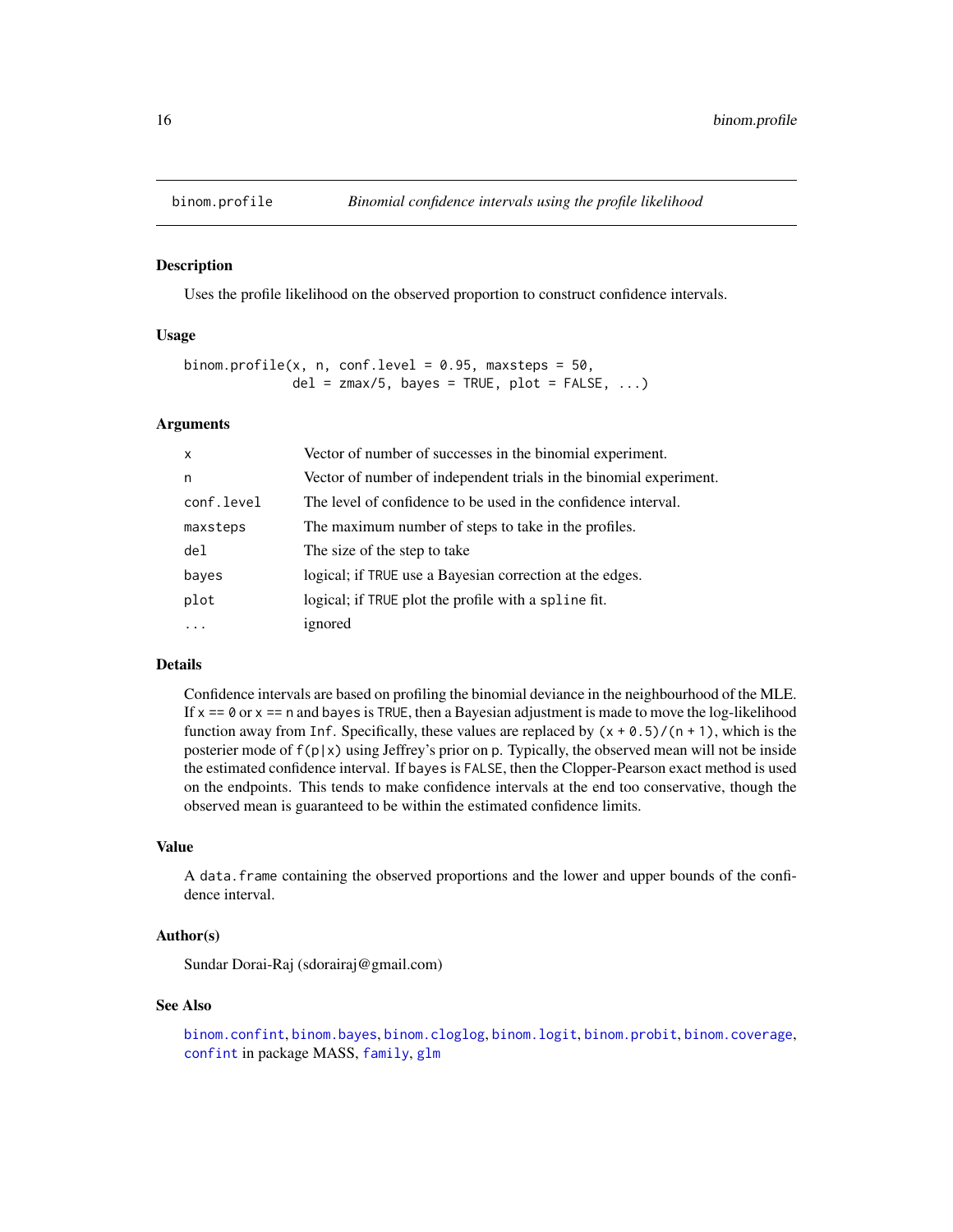binom.profile — *Binomial confidence intervals using the profile likelihood*

## Description

Uses the profile likelihood on the observed proportion to construct confidence intervals.

## Usage

```
binom.profile(x, n, conf.level = 0.95, maxsteps = 50,
              del = zmax/5, bayes = TRUE, plot = FALSE, ...)
```

## Arguments

| | |
|---|---|
| `x` | Vector of number of successes in the binomial experiment. |
| `n` | Vector of number of independent trials in the binomial experiment. |
| `conf.level` | The level of confidence to be used in the confidence interval. |
| `maxsteps` | The maximum number of steps to take in the profiles. |
| `del` | The size of the step to take |
| `bayes` | logical; if `TRUE` use a Bayesian correction at the edges. |
| `plot` | logical; if `TRUE` plot the profile with a `spline` fit. |
| `...` | ignored |

## Details

Confidence intervals are based on profiling the binomial deviance in the neighbourhood of the MLE. If `x == 0` or `x == n` and `bayes` is `TRUE`, then a Bayesian adjustment is made to move the log-likelihood function away from `Inf`. Specifically, these values are replaced by `(x + 0.5)/(n + 1)`, which is the posterier mode of `f(p|x)` using Jeffrey's prior on `p`. Typically, the observed mean will not be inside the estimated confidence interval. If `bayes` is `FALSE`, then the Clopper-Pearson exact method is used on the endpoints. This tends to make confidence intervals at the end too conservative, though the observed mean is guaranteed to be within the estimated confidence limits.

## Value

A `data.frame` containing the observed proportions and the lower and upper bounds of the confidence interval.

## Author(s)

Sundar Dorai-Raj (sdorairaj@gmail.com)

## See Also

`binom.confint`, `binom.bayes`, `binom.cloglog`, `binom.logit`, `binom.probit`, `binom.coverage`, `confint` in package MASS, `family`, `glm`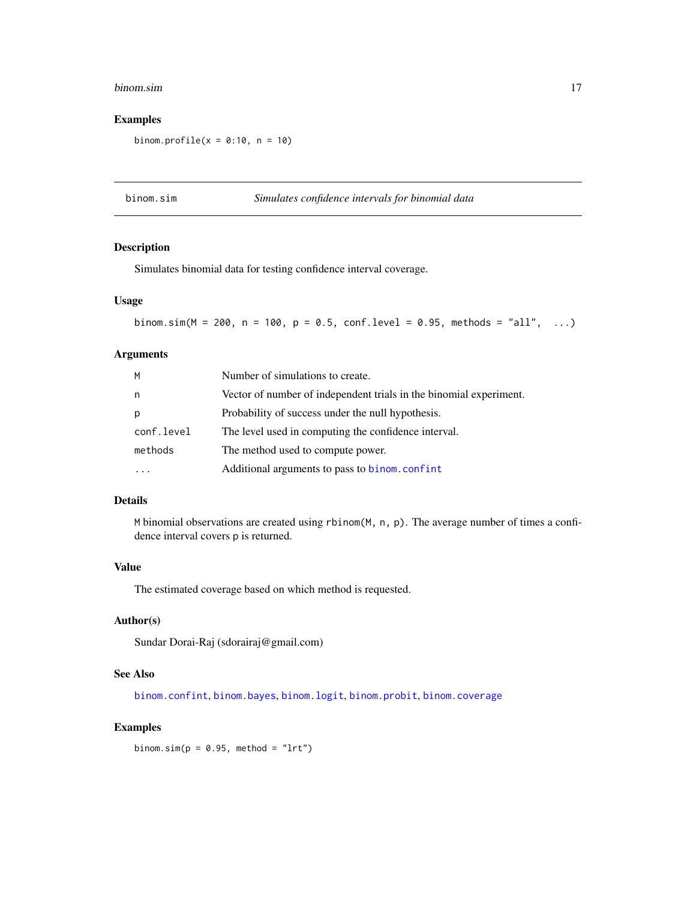### Examples

```
binom.profile(x = 0:10, n = 10)
```

---

## binom.sim *Simulates confidence intervals for binomial data*

### Description

Simulates binomial data for testing confidence interval coverage.

### Usage

```
binom.sim(M = 200, n = 100, p = 0.5, conf.level = 0.95, methods = "all",  ...)
```

### Arguments

| | |
|---|---|
| M | Number of simulations to create. |
| n | Vector of number of independent trials in the binomial experiment. |
| p | Probability of success under the null hypothesis. |
| conf.level | The level used in computing the confidence interval. |
| methods | The method used to compute power. |
| ... | Additional arguments to pass to binom.confint |

### Details

M binomial observations are created using rbinom(M, n, p). The average number of times a confidence interval covers p is returned.

### Value

The estimated coverage based on which method is requested.

### Author(s)

Sundar Dorai-Raj (sdorairaj@gmail.com)

### See Also

binom.confint, binom.bayes, binom.logit, binom.probit, binom.coverage

### Examples

```
binom.sim(p = 0.95, method = "lrt")
```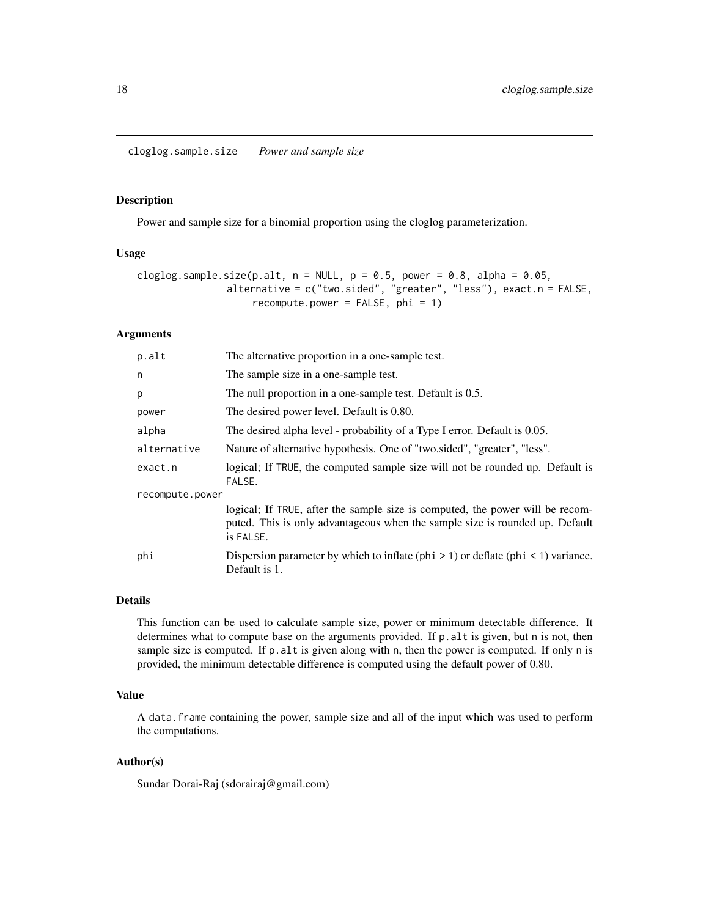cloglog.sample.size    *Power and sample size*

## Description

Power and sample size for a binomial proportion using the cloglog parameterization.

## Usage

```
cloglog.sample.size(p.alt, n = NULL, p = 0.5, power = 0.8, alpha = 0.05,
                alternative = c("two.sided", "greater", "less"), exact.n = FALSE,
                    recompute.power = FALSE, phi = 1)
```

## Arguments

| | |
|---|---|
| p.alt | The alternative proportion in a one-sample test. |
| n | The sample size in a one-sample test. |
| p | The null proportion in a one-sample test. Default is 0.5. |
| power | The desired power level. Default is 0.80. |
| alpha | The desired alpha level - probability of a Type I error. Default is 0.05. |
| alternative | Nature of alternative hypothesis. One of "two.sided", "greater", "less". |
| exact.n | logical; If TRUE, the computed sample size will not be rounded up. Default is FALSE. |
| recompute.power | logical; If TRUE, after the sample size is computed, the power will be recomputed. This is only advantageous when the sample size is rounded up. Default is FALSE. |
| phi | Dispersion parameter by which to inflate (phi > 1) or deflate (phi < 1) variance. Default is 1. |

## Details

This function can be used to calculate sample size, power or minimum detectable difference. It determines what to compute base on the arguments provided. If p.alt is given, but n is not, then sample size is computed. If p.alt is given along with n, then the power is computed. If only n is provided, the minimum detectable difference is computed using the default power of 0.80.

## Value

A data.frame containing the power, sample size and all of the input which was used to perform the computations.

## Author(s)

Sundar Dorai-Raj (sdorairaj@gmail.com)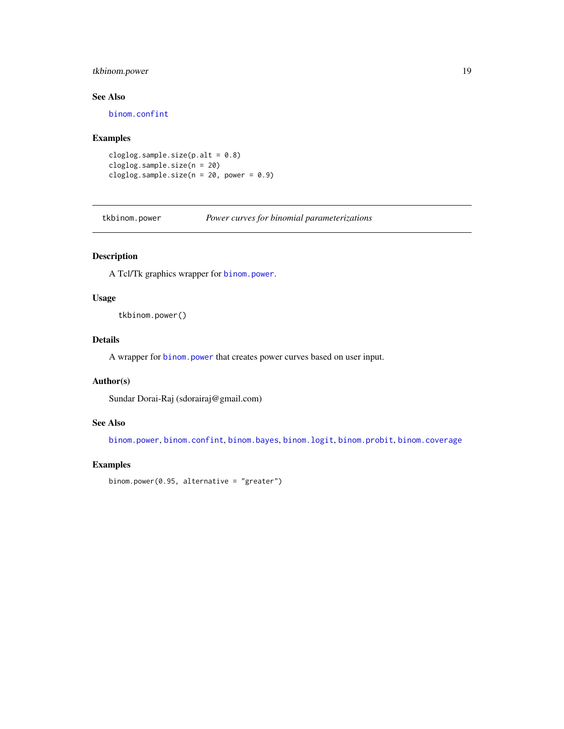### See Also

binom.confint

### Examples

```
cloglog.sample.size(p.alt = 0.8)
cloglog.sample.size(n = 20)
cloglog.sample.size(n = 20, power = 0.9)
```

---

## tkbinom.power — *Power curves for binomial parameterizations*

---

### Description

A Tcl/Tk graphics wrapper for binom.power.

### Usage

```
tkbinom.power()
```

### Details

A wrapper for binom.power that creates power curves based on user input.

### Author(s)

Sundar Dorai-Raj (sdorairaj@gmail.com)

### See Also

binom.power, binom.confint, binom.bayes, binom.logit, binom.probit, binom.coverage

### Examples

```
binom.power(0.95, alternative = "greater")
```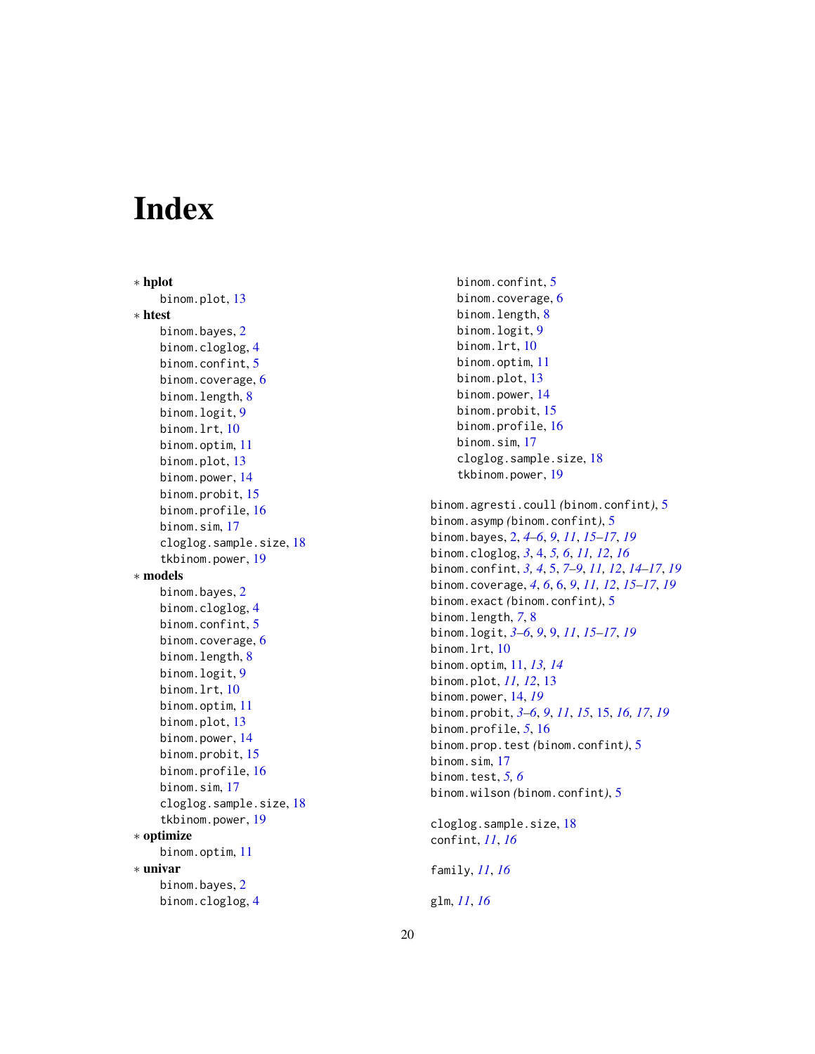# Index

∗ **hplot**
  binom.plot, 13

∗ **htest**
  binom.bayes, 2
  binom.cloglog, 4
  binom.confint, 5
  binom.coverage, 6
  binom.length, 8
  binom.logit, 9
  binom.lrt, 10
  binom.optim, 11
  binom.plot, 13
  binom.power, 14
  binom.probit, 15
  binom.profile, 16
  binom.sim, 17
  cloglog.sample.size, 18
  tkbinom.power, 19

∗ **models**
  binom.bayes, 2
  binom.cloglog, 4
  binom.confint, 5
  binom.coverage, 6
  binom.length, 8
  binom.logit, 9
  binom.lrt, 10
  binom.optim, 11
  binom.plot, 13
  binom.power, 14
  binom.probit, 15
  binom.profile, 16
  binom.sim, 17
  cloglog.sample.size, 18
  tkbinom.power, 19

∗ **optimize**
  binom.optim, 11

∗ **univar**
  binom.bayes, 2
  binom.cloglog, 4
  binom.confint, 5
  binom.coverage, 6
  binom.length, 8
  binom.logit, 9
  binom.lrt, 10
  binom.optim, 11
  binom.plot, 13
  binom.power, 14
  binom.probit, 15
  binom.profile, 16
  binom.sim, 17
  cloglog.sample.size, 18
  tkbinom.power, 19

binom.agresti.coull *(*binom.confint*)*, 5
binom.asymp *(*binom.confint*)*, 5
binom.bayes, 2, *4–6*, *9*, *11*, *15–17*, *19*
binom.cloglog, *3*, 4, *5, 6*, *11, 12*, *16*
binom.confint, *3, 4*, 5, *7–9*, *11, 12*, *14–17*, *19*
binom.coverage, *4*, *6*, 6, *9*, *11, 12*, *15–17*, *19*
binom.exact *(*binom.confint*)*, 5
binom.length, *7*, 8
binom.logit, *3–6*, *9*, 9, *11*, *15–17*, *19*
binom.lrt, 10
binom.optim, 11, *13, 14*
binom.plot, *11, 12*, 13
binom.power, 14, *19*
binom.probit, *3–6*, *9*, *11*, *15*, 15, *16, 17*, *19*
binom.profile, *5*, 16
binom.prop.test *(*binom.confint*)*, 5
binom.sim, 17
binom.test, *5, 6*
binom.wilson *(*binom.confint*)*, 5

cloglog.sample.size, 18
confint, *11*, *16*

family, *11*, *16*

glm, *11*, *16*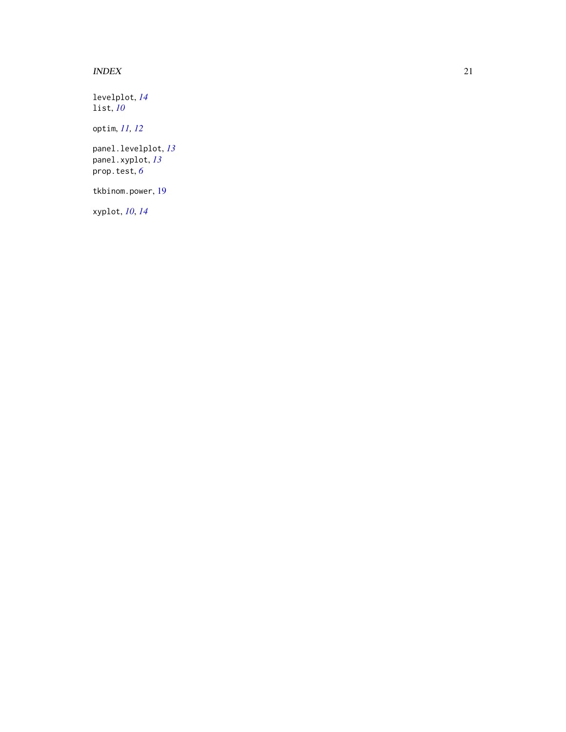levelplot, *14*
list, *10*

optim, *11, 12*

panel.levelplot, *13*
panel.xyplot, *13*
prop.test, *6*

tkbinom.power, 19

xyplot, *10*, *14*